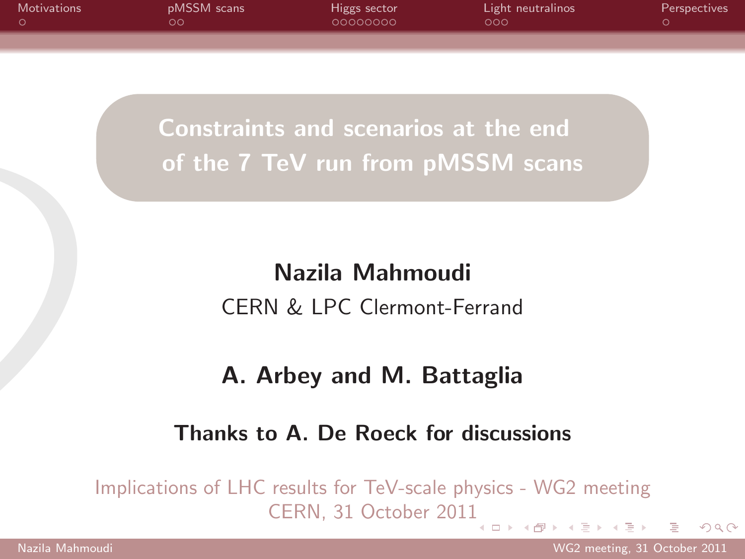# Constraints and scenarios at the end of the 7 TeV run from pMSSM scans

**Nazila Mahmoudi**

CERN & LPC Clermont-Ferrand

**A. Arbey and M. Battaglia**

**Thanks to A. De Roeck for discussions**

Implications of LHC results for TeV-scale physics - WG2 meeting
CERN, 31 October 2011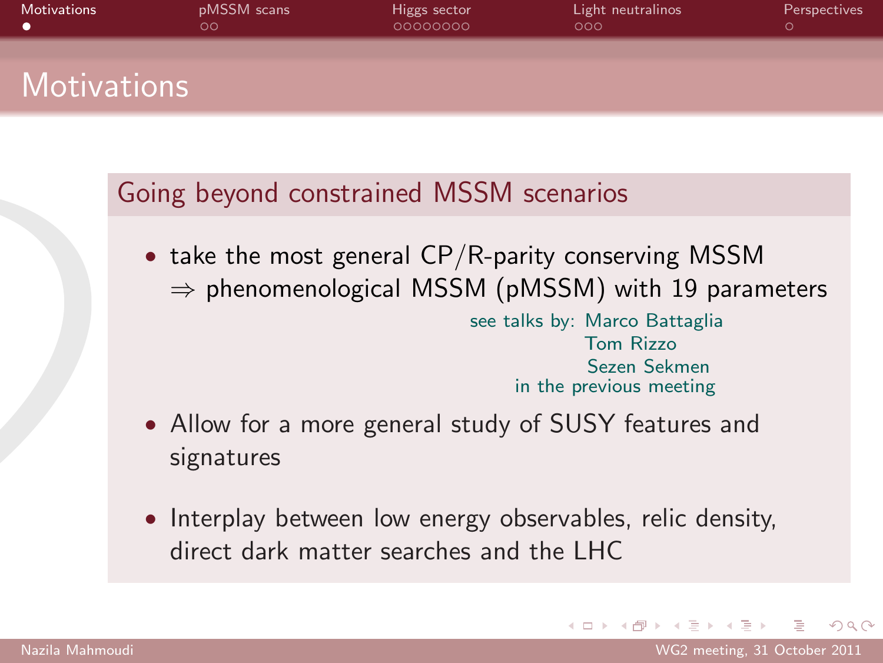# Motivations

## Going beyond constrained MSSM scenarios

- take the most general CP/R-parity conserving MSSM
  $\Rightarrow$ phenomenological MSSM (pMSSM) with 19 parameters

  see talks by: Marco Battaglia
  Tom Rizzo
  Sezen Sekmen
  in the previous meeting

- Allow for a more general study of SUSY features and signatures

- Interplay between low energy observables, relic density, direct dark matter searches and the LHC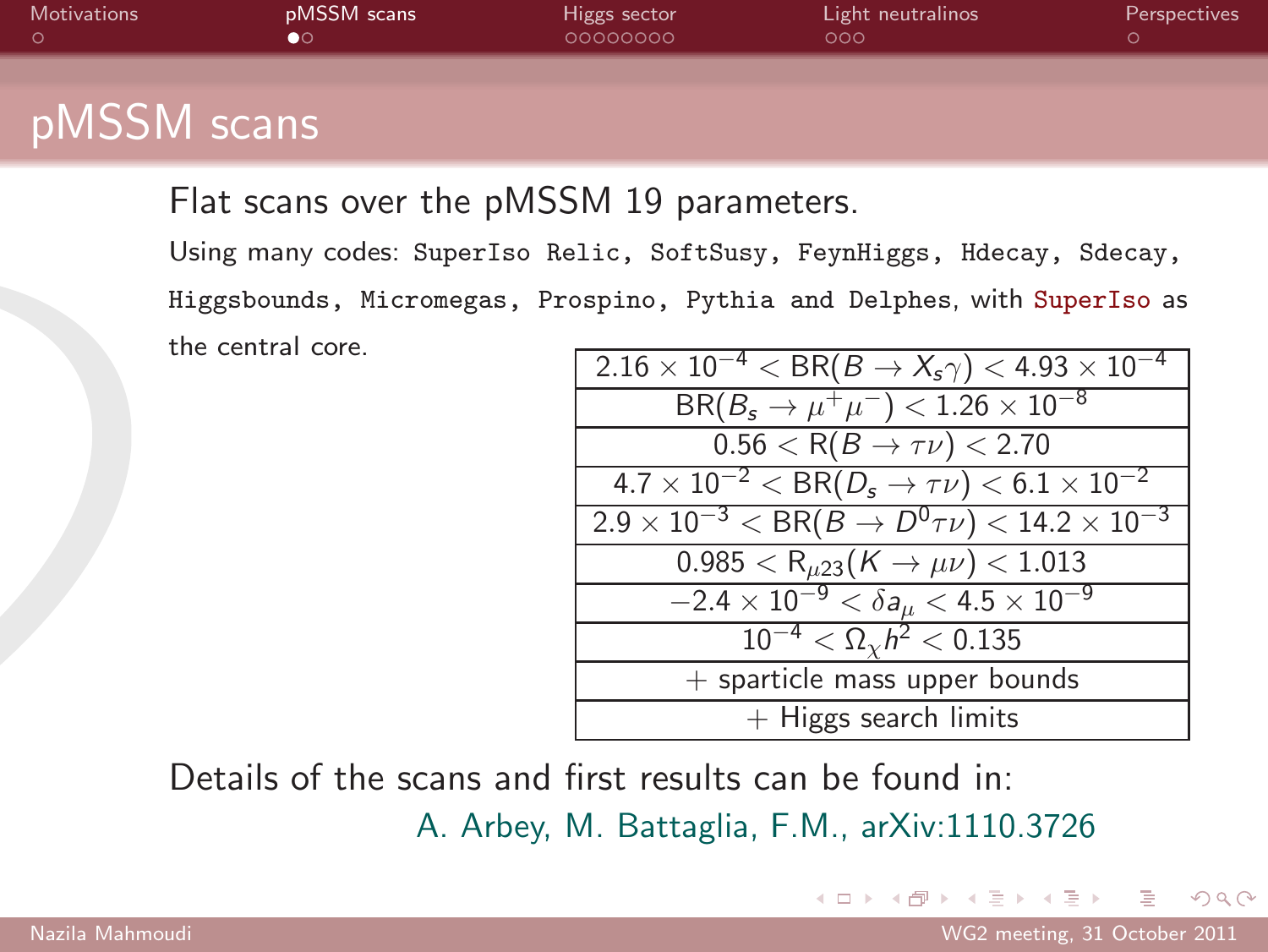# pMSSM scans

Flat scans over the pMSSM 19 parameters.

Using many codes: `SuperIso Relic`, `SoftSusy`, `FeynHiggs`, `Hdecay`, `Sdecay`, `Higgsbounds`, `Micromegas`, `Prospino`, `Pythia` and `Delphes`, with `SuperIso` as the central core.

| Constraints |
|---|
| $2.16 \times 10^{-4} < \mathrm{BR}(B \to X_s\gamma) < 4.93 \times 10^{-4}$ |
| $\mathrm{BR}(B_s \to \mu^+\mu^-) < 1.26 \times 10^{-8}$ |
| $0.56 < \mathrm{R}(B \to \tau\nu) < 2.70$ |
| $4.7 \times 10^{-2} < \mathrm{BR}(D_s \to \tau\nu) < 6.1 \times 10^{-2}$ |
| $2.9 \times 10^{-3} < \mathrm{BR}(B \to D^0\tau\nu) < 14.2 \times 10^{-3}$ |
| $0.985 < \mathrm{R}_{\mu 23}(K \to \mu\nu) < 1.013$ |
| $-2.4 \times 10^{-9} < \delta a_\mu < 4.5 \times 10^{-9}$ |
| $10^{-4} < \Omega_\chi h^2 < 0.135$ |
| + sparticle mass upper bounds |
| + Higgs search limits |

Details of the scans and first results can be found in:

A. Arbey, M. Battaglia, F.M., arXiv:1110.3726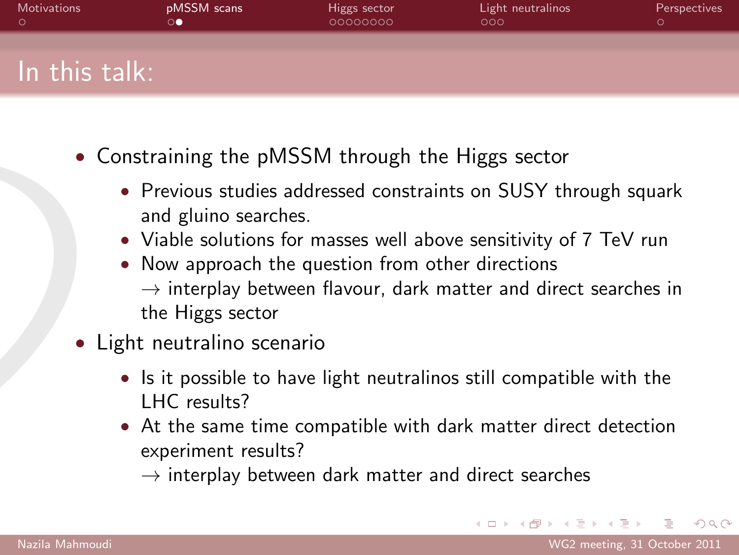# In this talk:

- Constraining the pMSSM through the Higgs sector
  - Previous studies addressed constraints on SUSY through squark and gluino searches.
  - Viable solutions for masses well above sensitivity of 7 TeV run
  - Now approach the question from other directions
    $\rightarrow$ interplay between flavour, dark matter and direct searches in the Higgs sector
- Light neutralino scenario
  - Is it possible to have light neutralinos still compatible with the LHC results?
  - At the same time compatible with dark matter direct detection experiment results?
    $\rightarrow$ interplay between dark matter and direct searches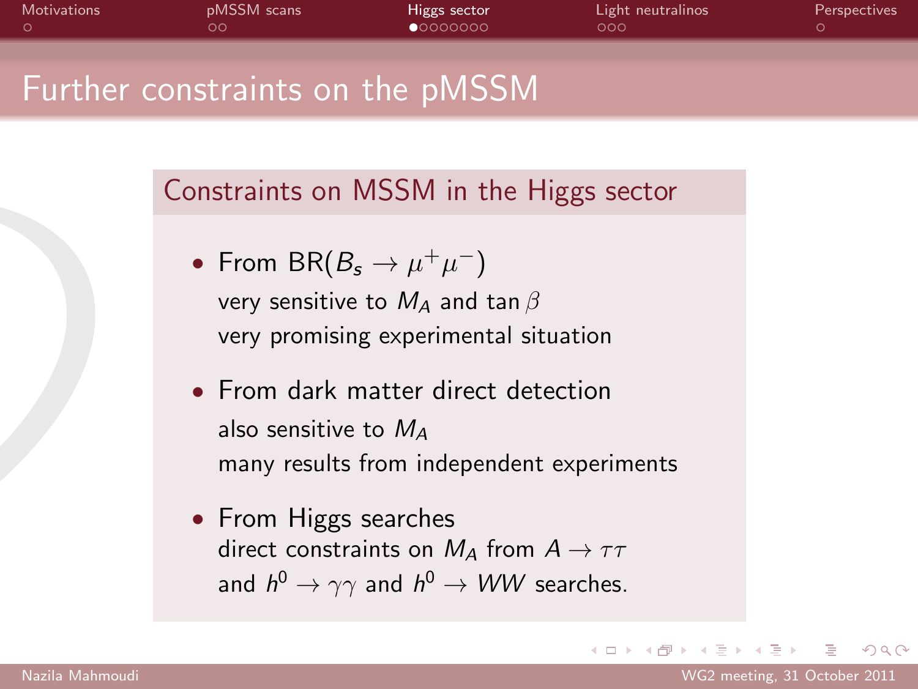# Further constraints on the pMSSM

## Constraints on MSSM in the Higgs sector

- From $\mathrm{BR}(B_s \to \mu^+\mu^-)$
  very sensitive to $M_A$ and $\tan\beta$
  very promising experimental situation

- From dark matter direct detection
  also sensitive to $M_A$
  many results from independent experiments

- From Higgs searches
  direct constraints on $M_A$ from $A \to \tau\tau$
  and $h^0 \to \gamma\gamma$ and $h^0 \to WW$ searches.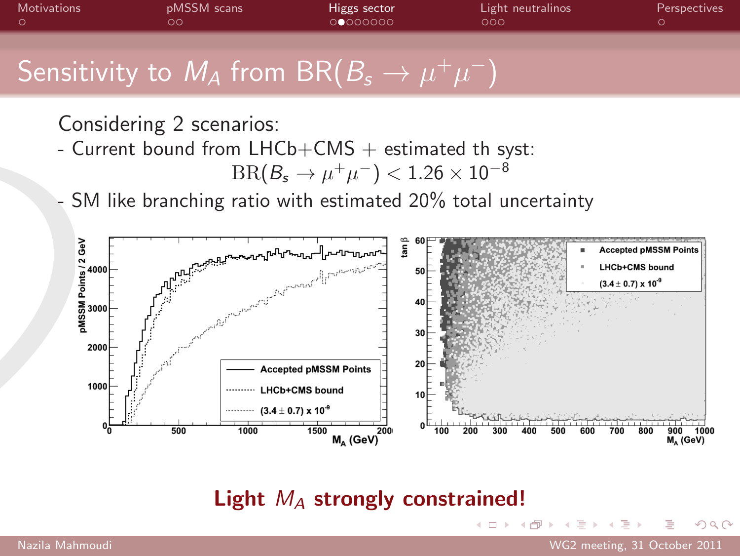# Sensitivity to $M_A$ from $\mathrm{BR}(B_s \to \mu^+\mu^-)$

Considering 2 scenarios:

- Current bound from LHCb+CMS + estimated th syst:

$$\mathrm{BR}(B_s \to \mu^+\mu^-) < 1.26 \times 10^{-8}$$

- SM like branching ratio with estimated 20% total uncertainty

**Light $M_A$ strongly constrained!**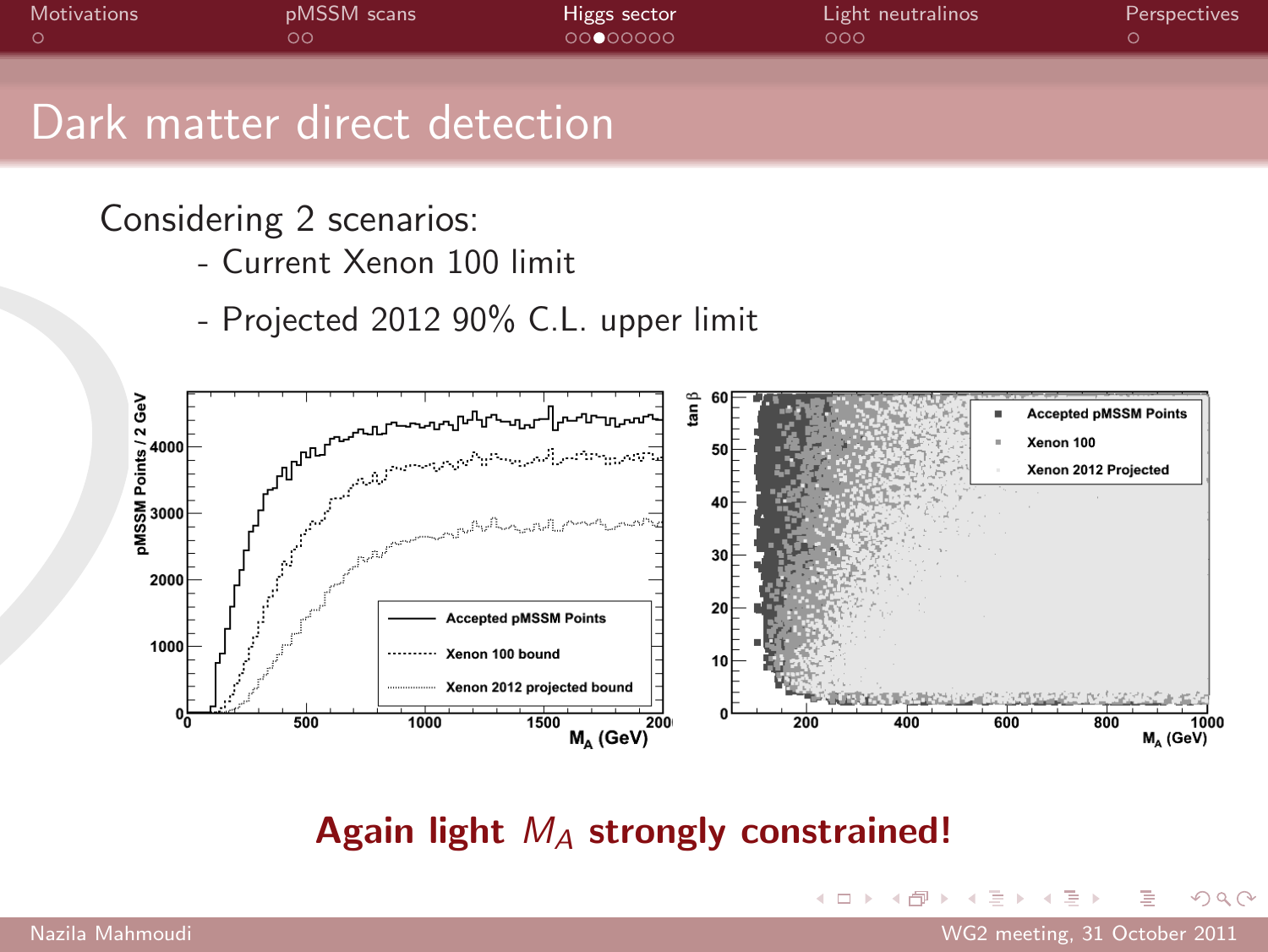# Dark matter direct detection

Considering 2 scenarios:

- Current Xenon 100 limit
- Projected 2012 90% C.L. upper limit

**Again light $M_A$ strongly constrained!**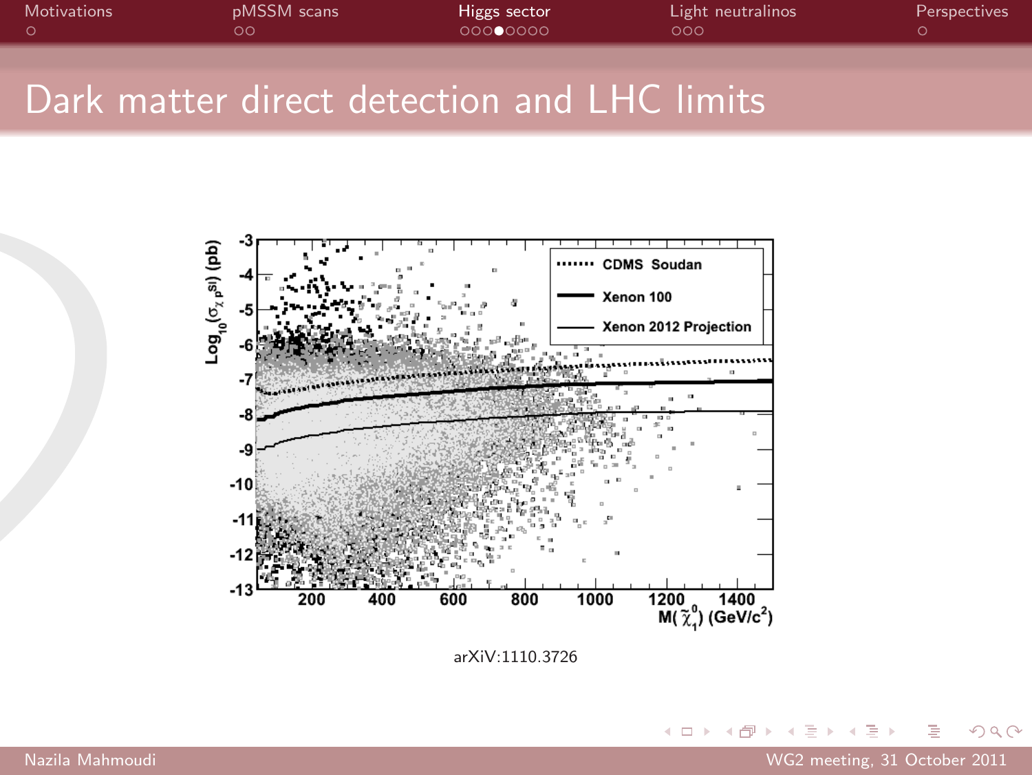# Dark matter direct detection and LHC limits

arXiV:1110.3726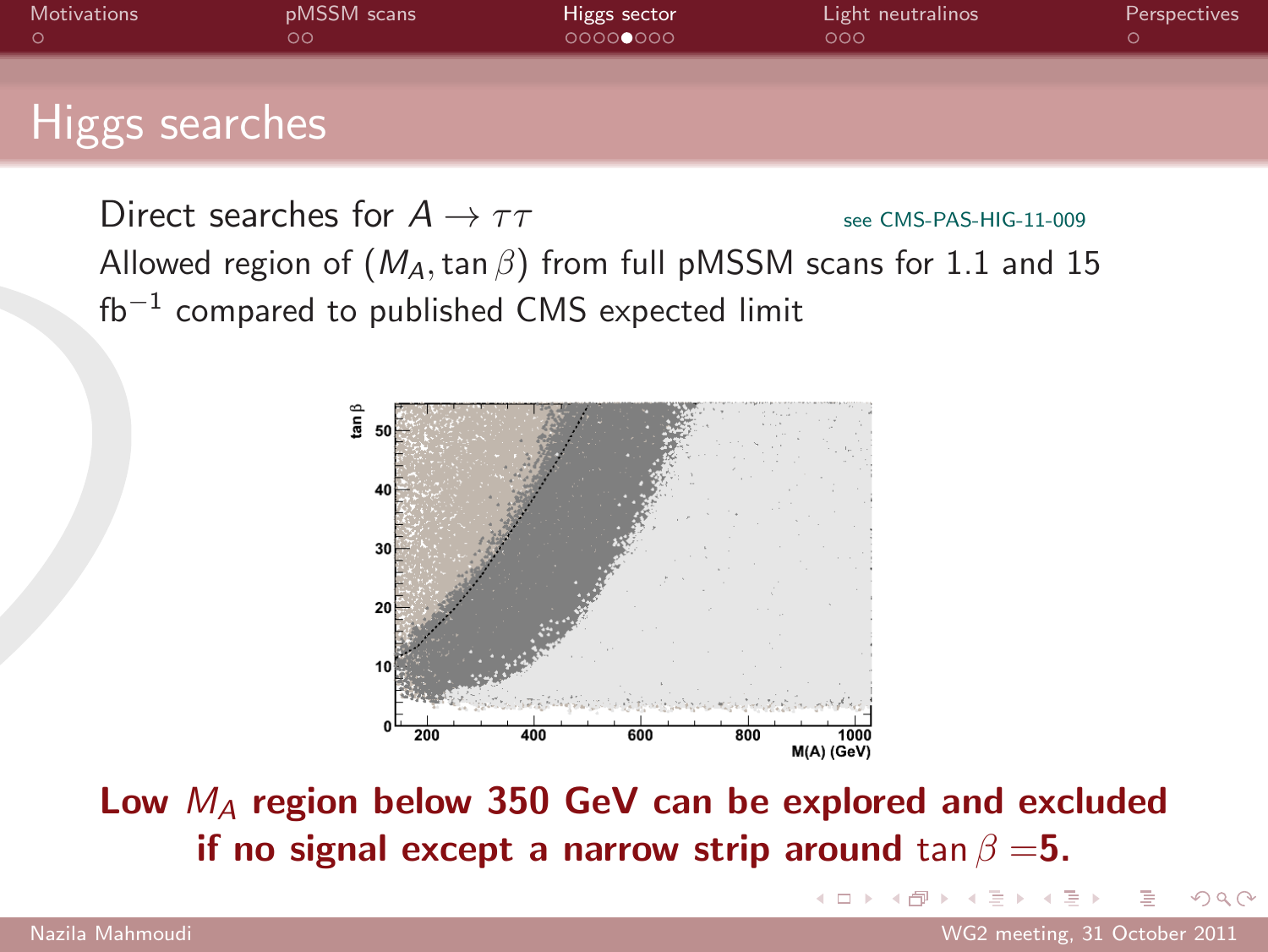# Higgs searches

Direct searches for $A \to \tau\tau$ see CMS-PAS-HIG-11-009

Allowed region of $(M_A, \tan\beta)$ from full pMSSM scans for 1.1 and 15 $\text{fb}^{-1}$ compared to published CMS expected limit

**Low $M_A$ region below 350 GeV can be explored and excluded if no signal except a narrow strip around $\tan\beta = 5$.**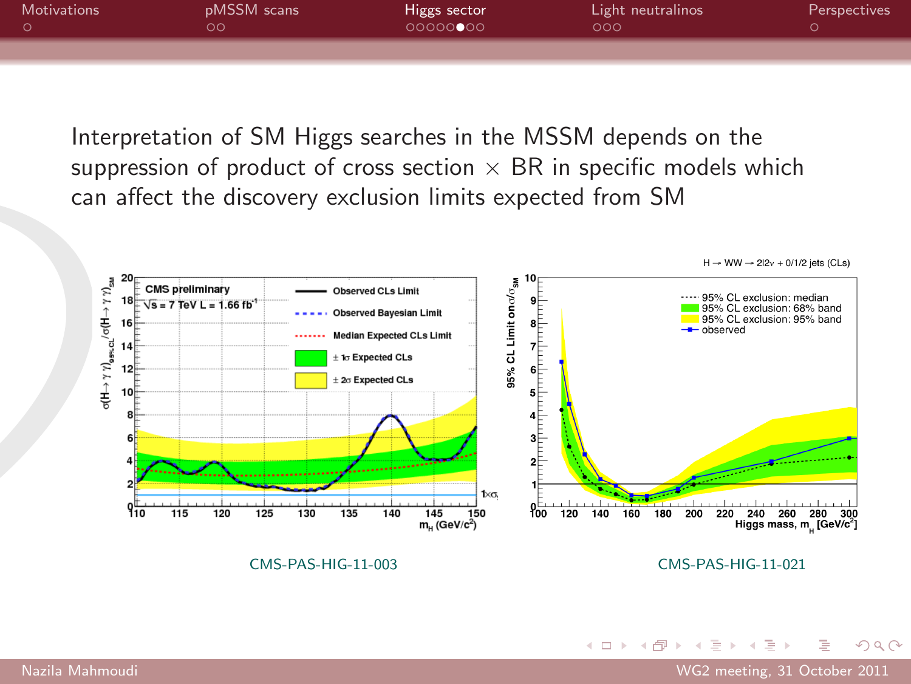Interpretation of SM Higgs searches in the MSSM depends on the suppression of product of cross section $\times$ BR in specific models which can affect the discovery exclusion limits expected from SM

CMS-PAS-HIG-11-003

CMS-PAS-HIG-11-021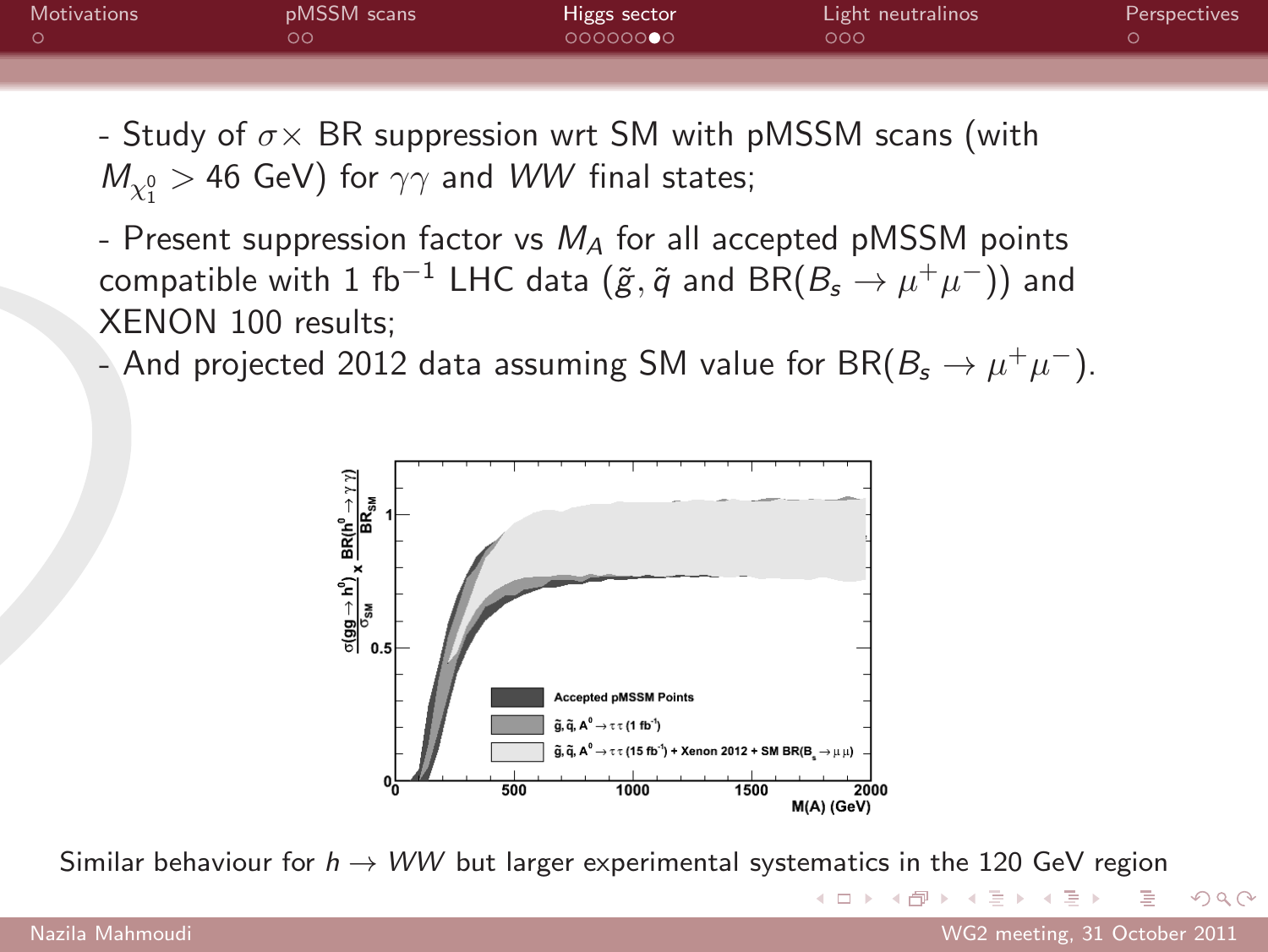- Study of $\sigma \times$ BR suppression wrt SM with pMSSM scans (with $M_{\chi_1^0} > 46$ GeV) for $\gamma\gamma$ and $WW$ final states;

- Present suppression factor vs $M_A$ for all accepted pMSSM points compatible with 1 fb$^{-1}$ LHC data ($\tilde{g}, \tilde{q}$ and BR($B_s \to \mu^+\mu^-$)) and XENON 100 results;

- And projected 2012 data assuming SM value for BR($B_s \to \mu^+\mu^-$).

Similar behaviour for $h \to WW$ but larger experimental systematics in the 120 GeV region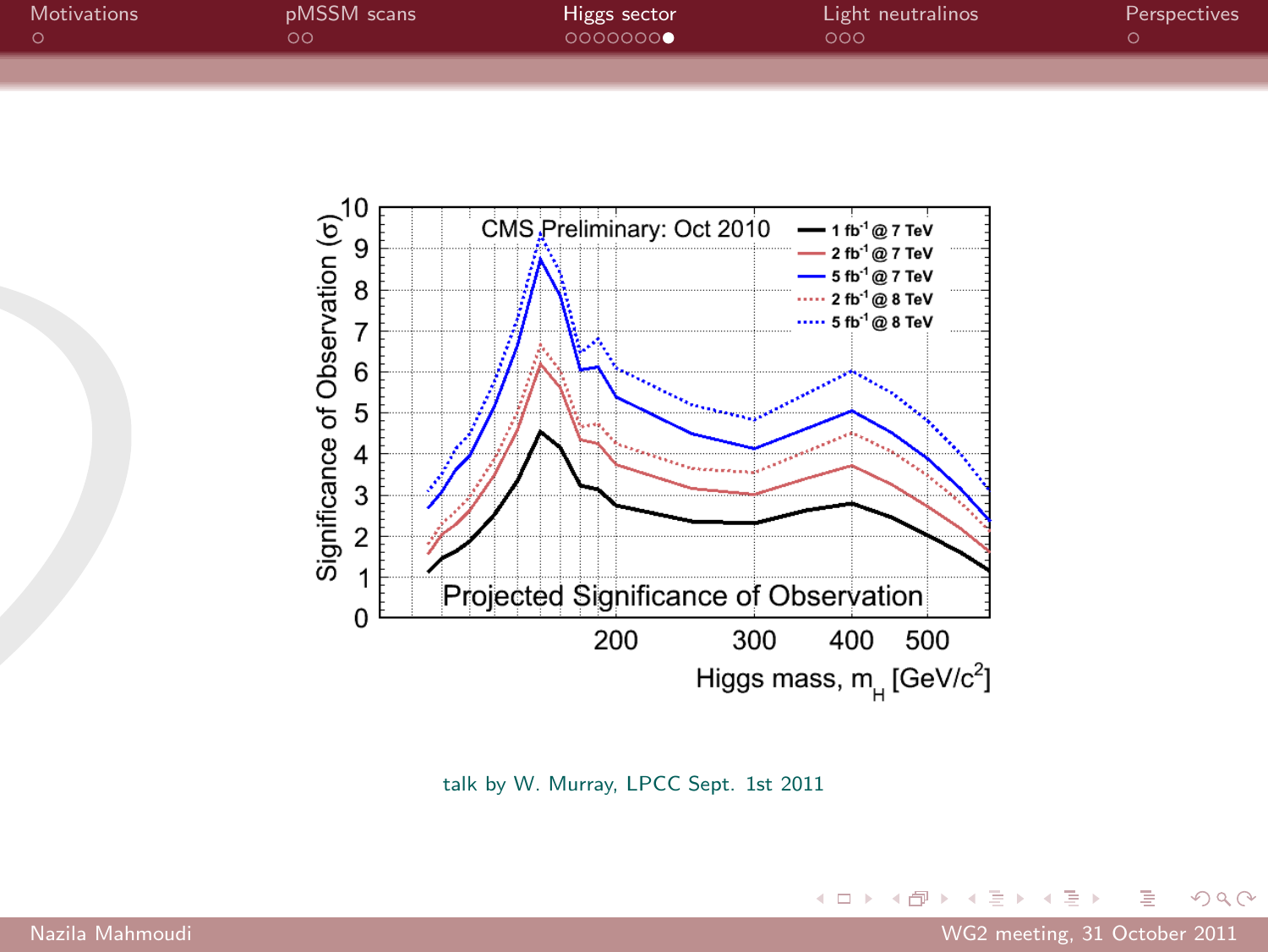talk by W. Murray, LPCC Sept. 1st 2011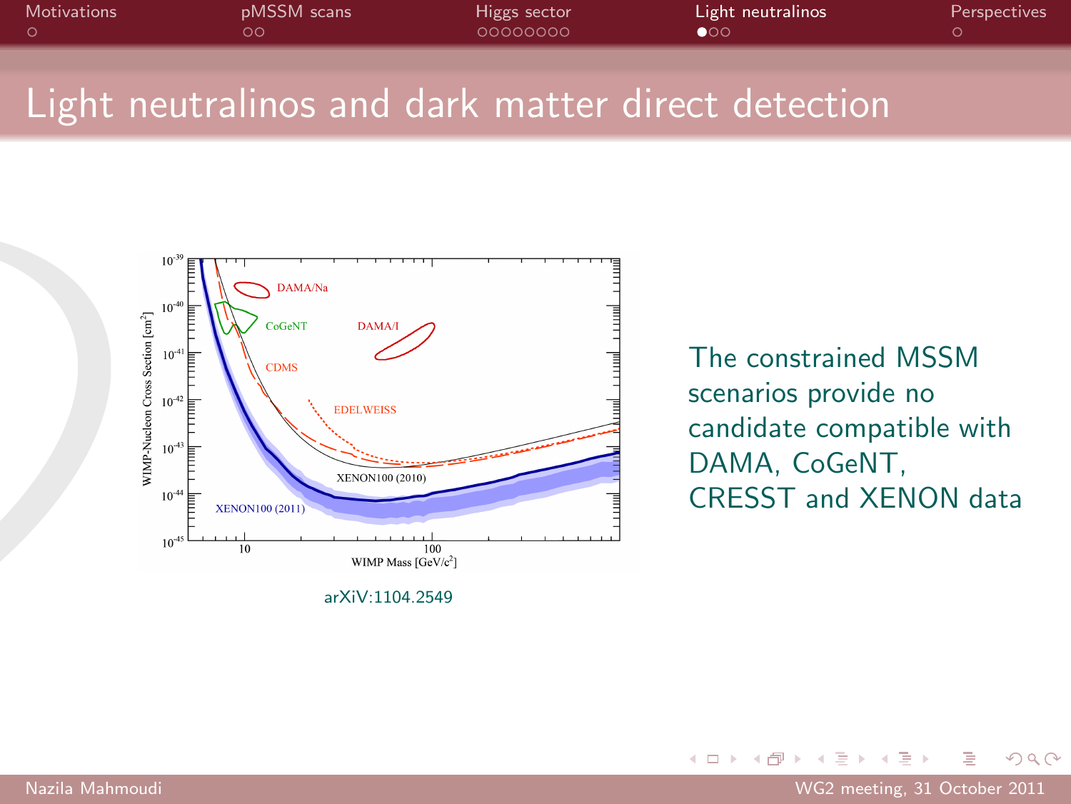# Light neutralinos and dark matter direct detection

arXiV:1104.2549

The constrained MSSM scenarios provide no candidate compatible with DAMA, CoGeNT, CRESST and XENON data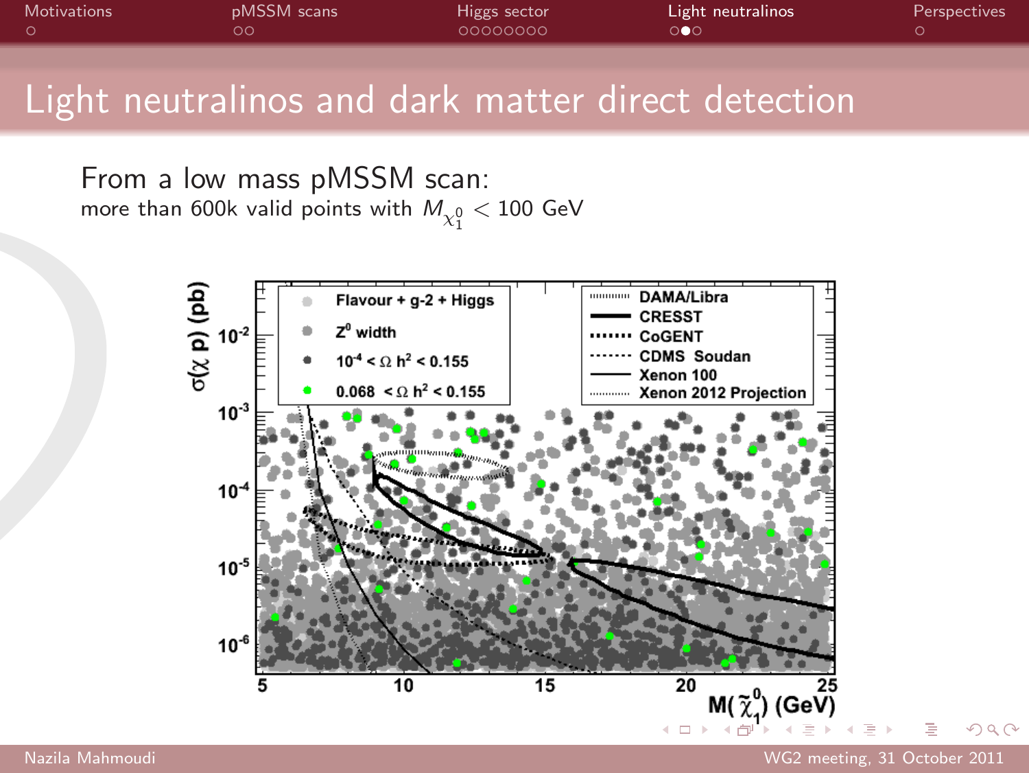# Light neutralinos and dark matter direct detection

From a low mass pMSSM scan:

more than 600k valid points with $M_{\chi_1^0} < 100$ GeV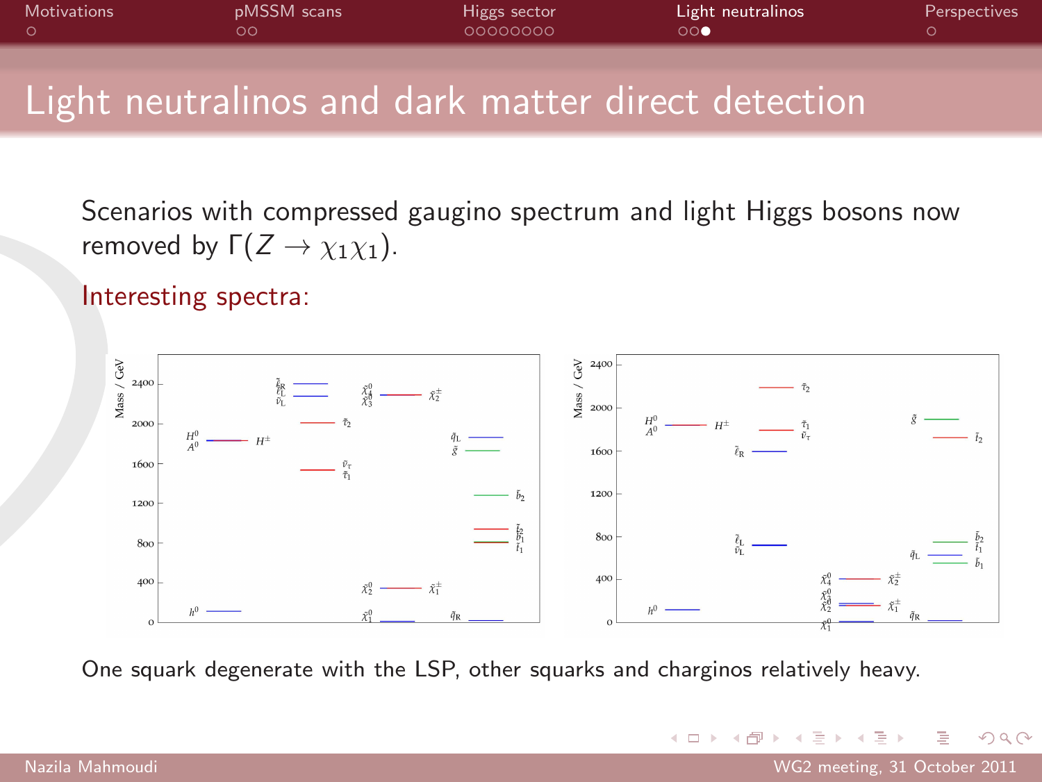# Light neutralinos and dark matter direct detection

Scenarios with compressed gaugino spectrum and light Higgs bosons now removed by $\Gamma(Z \to \chi_1 \chi_1)$.

Interesting spectra:

One squark degenerate with the LSP, other squarks and charginos relatively heavy.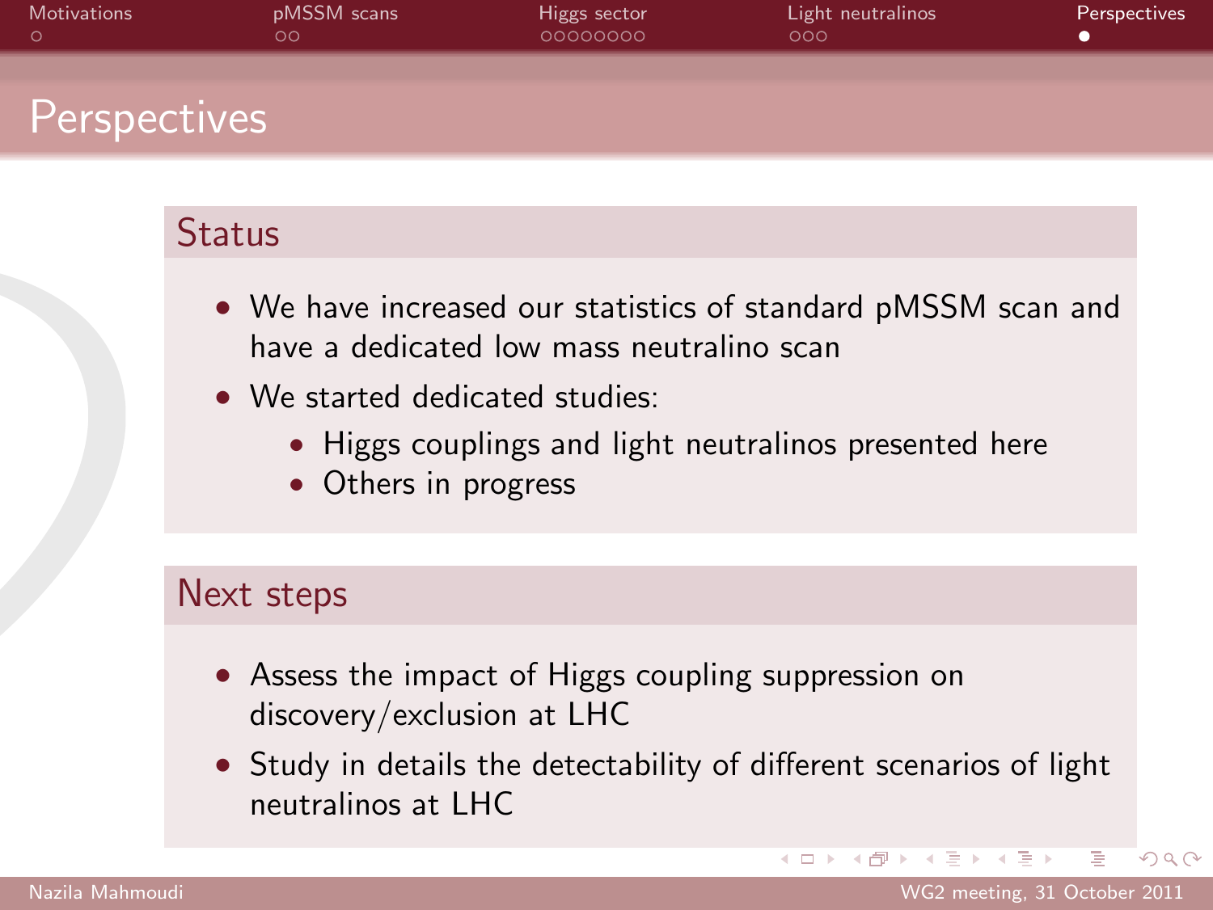# Perspectives

## Status

- We have increased our statistics of standard pMSSM scan and have a dedicated low mass neutralino scan
- We started dedicated studies:
  - Higgs couplings and light neutralinos presented here
  - Others in progress

## Next steps

- Assess the impact of Higgs coupling suppression on discovery/exclusion at LHC
- Study in details the detectability of different scenarios of light neutralinos at LHC